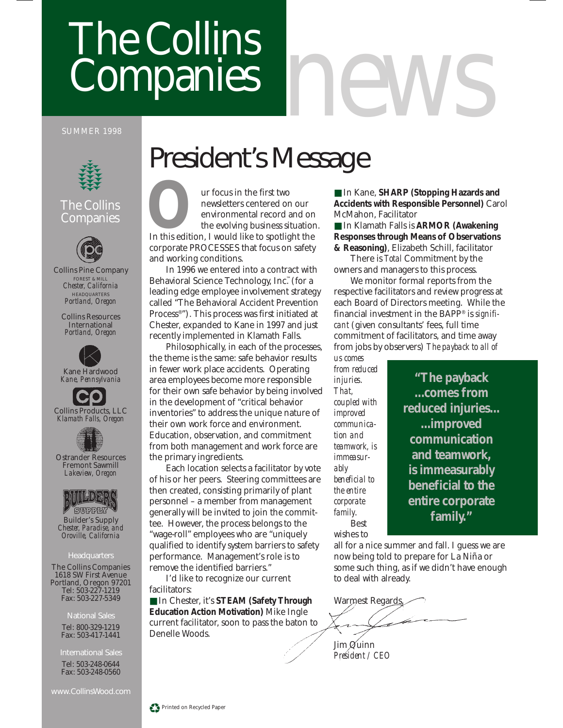# The Collins Companies news

SUMMER 1998

The Collins Companies

Collins Pine Company
FOREST & MILL
*Chester, California*
HEADQUARTERS
*Portland, Oregon*

Collins Resources International
*Portland, Oregon*

Kane Hardwood
*Kane, Pennsylvania*

Collins Products, LLC
*Klamath Falls, Oregon*

Ostrander Resources
Fremont Sawmill
*Lakeview, Oregon*

Builder's Supply
*Chester, Paradise, and Oroville, California*

Headquarters

The Collins Companies
1618 SW First Avenue
Portland, Oregon 97201
Tel: 503-227-1219
Fax: 503-227-5349

National Sales

Tel: 800-329-1219
Fax: 503-417-1441

International Sales

Tel: 503-248-0644
Fax: 503-248-0560

www.CollinsWood.com

## President's Message

Our focus in the first two newsletters centered on our environmental record and on the evolving business situation. In this edition, I would like to spotlight the corporate PROCESSES that focus on safety and working conditions.

In 1996 we entered into a contract with Behavioral Science Technology, Inc.™ (for a leading edge employee involvement strategy called "The Behavioral Accident Prevention Process®"). This process was first initiated at Chester, expanded to Kane in 1997 and just recently implemented in Klamath Falls.

Philosophically, in each of the processes, the theme is the same: safe behavior results in fewer work place accidents. Operating area employees become more responsible for their own safe behavior by being involved in the development of "critical behavior inventories" to address the unique nature of their own work force and environment. Education, observation, and commitment from both management and work force are the primary ingredients.

Each location selects a facilitator by vote of his or her peers. Steering committees are then created, consisting primarily of plant personnel – a member from management generally will be invited to join the committee. However, the process belongs to the "wage-roll" employees who are "uniquely qualified to identify system barriers to safety performance. Management's role is to remove the identified barriers."

I'd like to recognize our current facilitators:

- In Chester, it's **STEAM (Safety Through Education Action Motivation)** Mike Ingle current facilitator, soon to pass the baton to Denelle Woods.
- In Kane, **SHARP (Stopping Hazards and Accidents with Responsible Personnel)** Carol McMahon, Facilitator
- In Klamath Falls is **ARMOR (Awakening Responses through Means of Observations & Reasoning)**, Elizabeth Schill, facilitator

There is *Total* Commitment by the owners and managers to this process.

We monitor formal reports from the respective facilitators and review progress at each Board of Directors meeting. While the financial investment in the BAPP® is *significant* (given consultants' fees, full time commitment of facilitators, and time away from jobs by observers) *The payback to all of us comes from reduced injuries. That, coupled with improved communication and teamwork, is immeasurably beneficial to the entire corporate family.*

> **"The payback ...comes from reduced injuries... ...improved communication and teamwork, is immeasurably beneficial to the entire corporate family."**

Best wishes to all for a nice summer and fall. I guess we are now being told to prepare for La Niña or some such thing, as if we didn't have enough to deal with already.

Warmest Regards,

Jim Quinn
*President / CEO*

Printed on Recycled Paper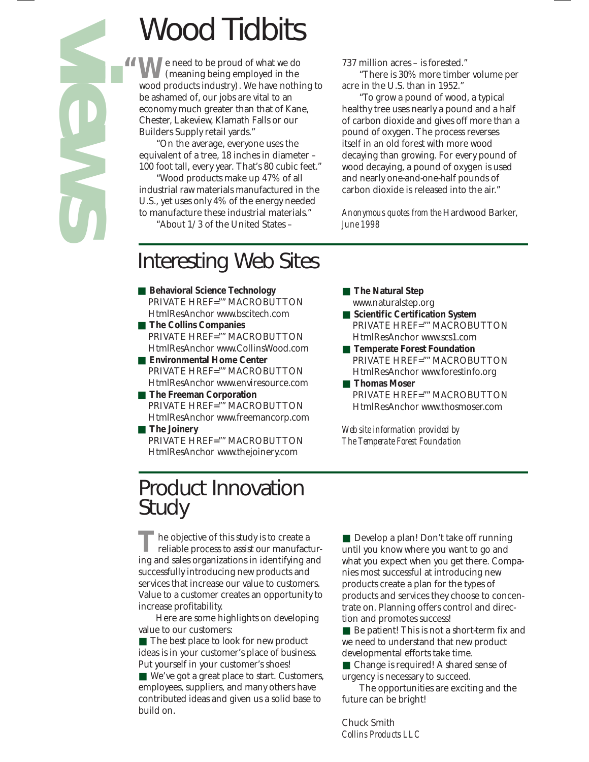# Wood Tidbits

"We need to be proud of what we do (meaning being employed in the wood products industry). We have nothing to be ashamed of, our jobs are vital to an economy much greater than that of Kane, Chester, Lakeview, Klamath Falls or our Builders Supply retail yards."

"On the average, everyone uses the equivalent of a tree, 18 inches in diameter – 100 foot tall, every year. That's 80 cubic feet."

"Wood products make up 47% of all industrial raw materials manufactured in the U.S., yet uses only 4% of the energy needed to manufacture these industrial materials."

"About 1/3 of the United States – 737 million acres – is forested."

"There is 30% more timber volume per acre in the U.S. than in 1952."

"To grow a pound of wood, a typical healthy tree uses nearly a pound and a half of carbon dioxide and gives off more than a pound of oxygen. The process reverses itself in an old forest with more wood decaying than growing. For every pound of wood decaying, a pound of oxygen is used and nearly one-and-one-half pounds of carbon dioxide is released into the air."

*Anonymous quotes from the* Hardwood Barker, *June 1998*

# Interesting Web Sites

- **Behavioral Science Technology**
  PRIVATE HREF="" MACROBUTTON HtmlResAnchor www.bscitech.com
- **The Collins Companies**
  PRIVATE HREF="" MACROBUTTON HtmlResAnchor www.CollinsWood.com
- **Environmental Home Center**
  PRIVATE HREF="" MACROBUTTON HtmlResAnchor www.enviresource.com
- **The Freeman Corporation**
  PRIVATE HREF="" MACROBUTTON HtmlResAnchor www.freemancorp.com
- **The Joinery**
  PRIVATE HREF="" MACROBUTTON HtmlResAnchor www.thejoinery.com
- **The Natural Step**
  www.naturalstep.org
- **Scientific Certification System**
  PRIVATE HREF="" MACROBUTTON HtmlResAnchor www.scs1.com
- **Temperate Forest Foundation**
  PRIVATE HREF="" MACROBUTTON HtmlResAnchor www.forestinfo.org
- **Thomas Moser**
  PRIVATE HREF="" MACROBUTTON HtmlResAnchor www.thosmoser.com

*Web site information provided by The Temperate Forest Foundation*

# Product Innovation Study

The objective of this study is to create a reliable process to assist our manufacturing and sales organizations in identifying and successfully introducing new products and services that increase our value to customers. Value to a customer creates an opportunity to increase profitability.

Here are some highlights on developing value to our customers:

- The best place to look for new product ideas is in your customer's place of business. Put yourself in your customer's shoes!
- We've got a great place to start. Customers, employees, suppliers, and many others have contributed ideas and given us a solid base to build on.
- Develop a plan! Don't take off running until you know where you want to go and what you expect when you get there. Companies most successful at introducing new products create a plan for the types of products and services they choose to concentrate on. Planning offers control and direction and promotes success!
- Be patient! This is not a short-term fix and we need to understand that new product developmental efforts take time.
- Change is required! A shared sense of urgency is necessary to succeed.

The opportunities are exciting and the future can be bright!

Chuck Smith
*Collins Products LLC*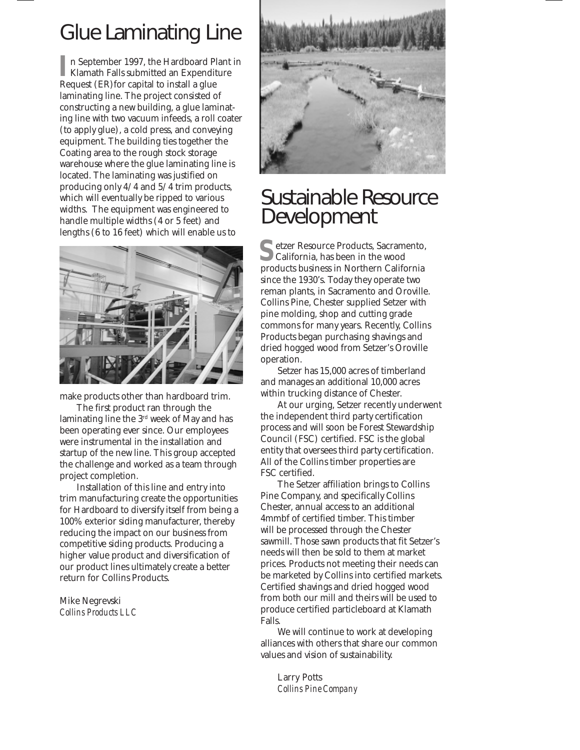# Glue Laminating Line

In September 1997, the Hardboard Plant in Klamath Falls submitted an Expenditure Request (ER) for capital to install a glue laminating line. The project consisted of constructing a new building, a glue laminating line with two vacuum infeeds, a roll coater (to apply glue), a cold press, and conveying equipment. The building ties together the Coating area to the rough stock storage warehouse where the glue laminating line is located. The laminating was justified on producing only 4/4 and 5/4 trim products, which will eventually be ripped to various widths. The equipment was engineered to handle multiple widths (4 or 5 feet) and lengths (6 to 16 feet) which will enable us to make products other than hardboard trim.

The first product ran through the laminating line the 3rd week of May and has been operating ever since. Our employees were instrumental in the installation and startup of the new line. This group accepted the challenge and worked as a team through project completion.

Installation of this line and entry into trim manufacturing create the opportunities for Hardboard to diversify itself from being a 100% exterior siding manufacturer, thereby reducing the impact on our business from competitive siding products. Producing a higher value product and diversification of our product lines ultimately create a better return for Collins Products.

Mike Negrevski
*Collins Products LLC*

# Sustainable Resource Development

Setzer Resource Products, Sacramento, California, has been in the wood products business in Northern California since the 1930's. Today they operate two reman plants, in Sacramento and Oroville. Collins Pine, Chester supplied Setzer with pine molding, shop and cutting grade commons for many years. Recently, Collins Products began purchasing shavings and dried hogged wood from Setzer's Oroville operation.

Setzer has 15,000 acres of timberland and manages an additional 10,000 acres within trucking distance of Chester.

At our urging, Setzer recently underwent the independent third party certification process and will soon be Forest Stewardship Council (FSC) certified. FSC is the global entity that oversees third party certification. All of the Collins timber properties are FSC certified.

The Setzer affiliation brings to Collins Pine Company, and specifically Collins Chester, annual access to an additional 4mmbf of certified timber. This timber will be processed through the Chester sawmill. Those sawn products that fit Setzer's needs will then be sold to them at market prices. Products not meeting their needs can be marketed by Collins into certified markets. Certified shavings and dried hogged wood from both our mill and theirs will be used to produce certified particleboard at Klamath Falls.

We will continue to work at developing alliances with others that share our common values and vision of sustainability.

Larry Potts
*Collins Pine Company*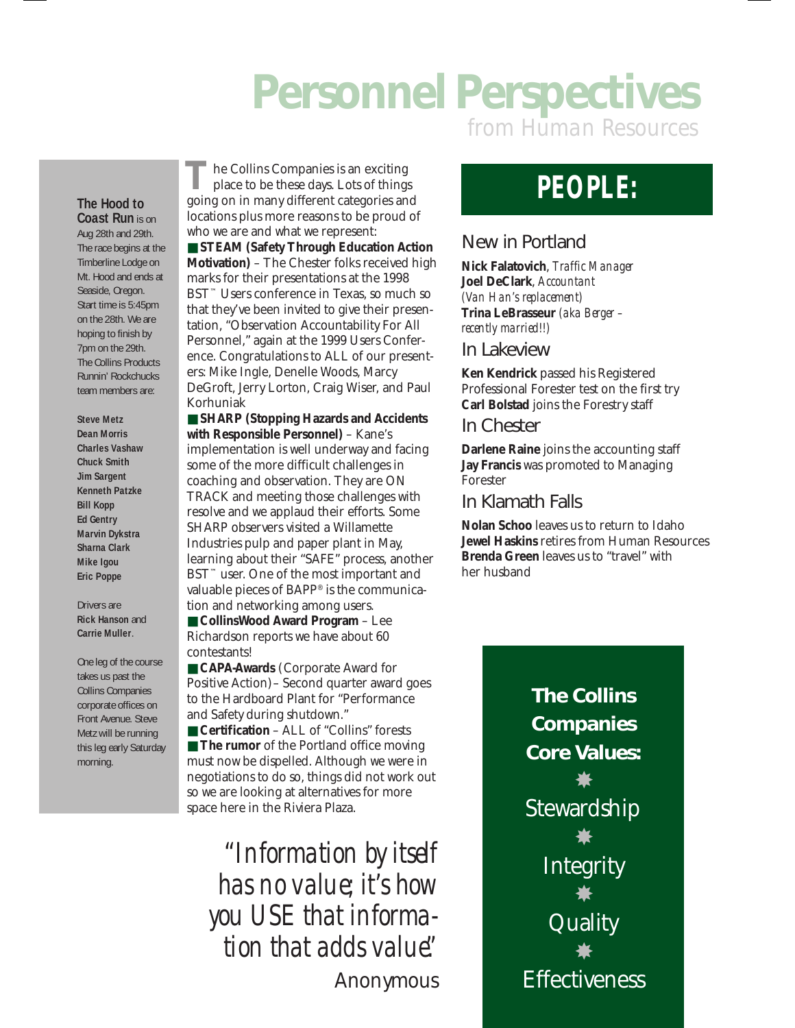# Personnel Perspectives

*from Human Resources*

**The Hood to Coast Run** is on Aug 28th and 29th. The race begins at the Timberline Lodge on Mt. Hood and ends at Seaside, Oregon. Start time is 5:45pm on the 28th. We are hoping to finish by 7pm on the 29th. The Collins Products Runnin' Rockchucks team members are:

**Steve Metz**
**Dean Morris**
**Charles Vashaw**
**Chuck Smith**
**Jim Sargent**
**Kenneth Patzke**
**Bill Kopp**
**Ed Gentry**
**Marvin Dykstra**
**Sharna Clark**
**Mike Igou**
**Eric Poppe**

Drivers are **Rick Hanson** and **Carrie Muller**.

One leg of the course takes us past the Collins Companies corporate offices on Front Avenue. Steve Metz will be running this leg early Saturday morning.

The Collins Companies is an exciting place to be these days. Lots of things going on in many different categories and locations plus more reasons to be proud of who we are and what we represent:

- **STEAM (Safety Through Education Action Motivation)** – The Chester folks received high marks for their presentations at the 1998 BST™ Users conference in Texas, so much so that they've been invited to give their presentation, "Observation Accountability For All Personnel," again at the 1999 Users Conference. Congratulations to ALL of our presenters: Mike Ingle, Denelle Woods, Marcy DeGroft, Jerry Lorton, Craig Wiser, and Paul Korhuniak
- **SHARP (Stopping Hazards and Accidents with Responsible Personnel)** – Kane's implementation is well underway and facing some of the more difficult challenges in coaching and observation. They are ON TRACK and meeting those challenges with resolve and we applaud their efforts. Some SHARP observers visited a Willamette Industries pulp and paper plant in May, learning about their "SAFE" process, another BST™ user. One of the most important and valuable pieces of BAPP® is the communication and networking among users.
- **CollinsWood Award Program** – Lee Richardson reports we have about 60 contestants!
- **CAPA-Awards** (Corporate Award for Positive Action) – Second quarter award goes to the Hardboard Plant for "Performance and Safety during shutdown."
- **Certification** – ALL of "Collins" forests
- **The rumor** of the Portland office moving must now be dispelled. Although we were in negotiations to do so, things did not work out so we are looking at alternatives for more space here in the Riviera Plaza.

*"Information by itself has no value; it's how you USE that information that adds value."*

Anonymous

## PEOPLE:

### New in Portland

**Nick Falatovich**, *Traffic Manager*
**Joel DeClark**, *Accountant (Van Han's replacement)*
**Trina LeBrasseur** *(aka Berger – recently married!!)*

### In Lakeview

**Ken Kendrick** passed his Registered Professional Forester test on the first try
**Carl Bolstad** joins the Forestry staff

### In Chester

**Darlene Raine** joins the accounting staff
**Jay Francis** was promoted to Managing Forester

### In Klamath Falls

**Nolan Schoo** leaves us to return to Idaho
**Jewel Haskins** retires from Human Resources
**Brenda Green** leaves us to "travel" with her husband

**The Collins Companies Core Values:**

Stewardship

Integrity

Quality

Effectiveness